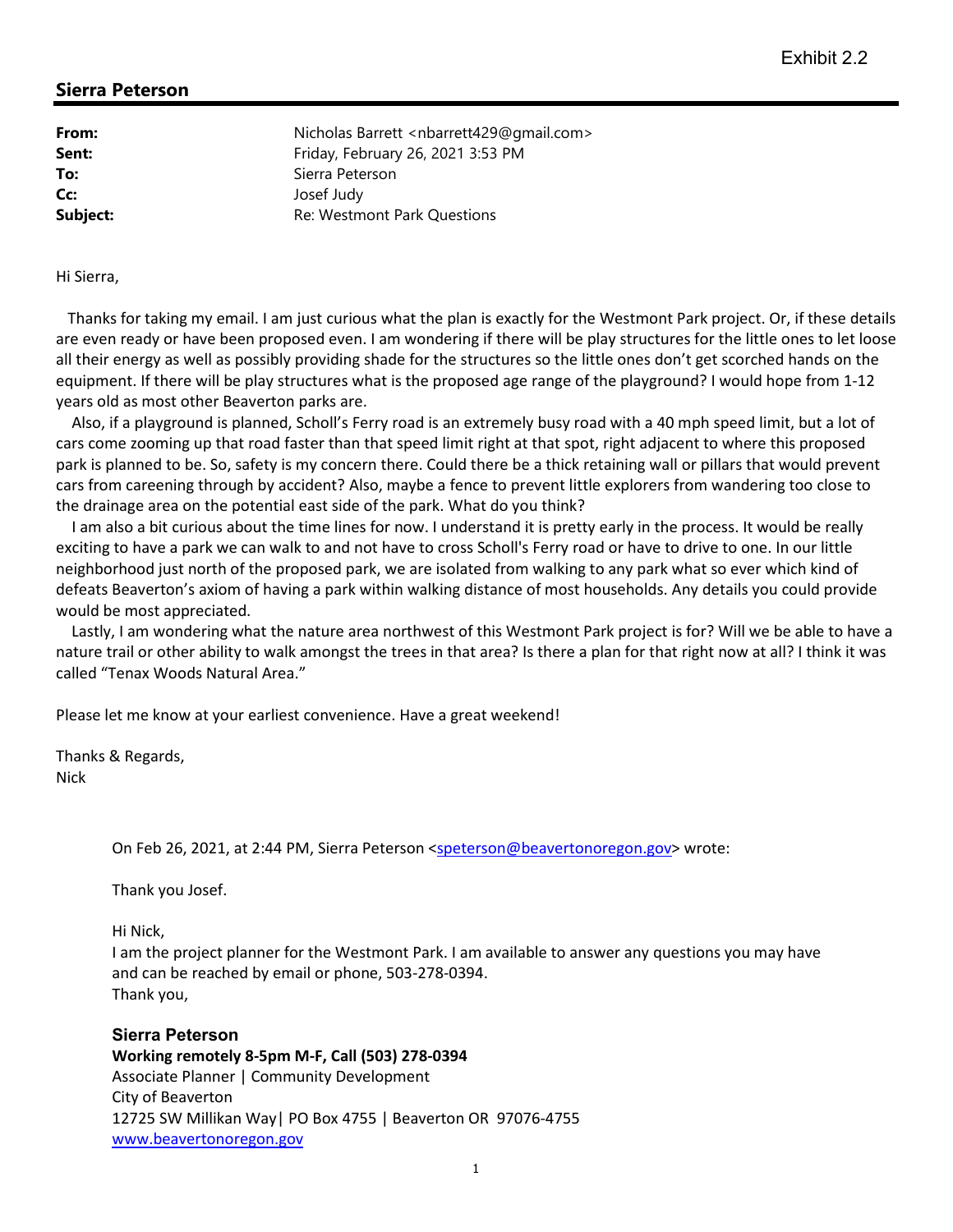Exhibit 2.2

## Sierra Peterson

| | |
|---|---|
| **From:** | Nicholas Barrett <nbarrett429@gmail.com> |
| **Sent:** | Friday, February 26, 2021 3:53 PM |
| **To:** | Sierra Peterson |
| **Cc:** | Josef Judy |
| **Subject:** | Re: Westmont Park Questions |

Hi Sierra,

Thanks for taking my email. I am just curious what the plan is exactly for the Westmont Park project. Or, if these details are even ready or have been proposed even. I am wondering if there will be play structures for the little ones to let loose all their energy as well as possibly providing shade for the structures so the little ones don't get scorched hands on the equipment. If there will be play structures what is the proposed age range of the playground? I would hope from 1-12 years old as most other Beaverton parks are.

Also, if a playground is planned, Scholl's Ferry road is an extremely busy road with a 40 mph speed limit, but a lot of cars come zooming up that road faster than that speed limit right at that spot, right adjacent to where this proposed park is planned to be. So, safety is my concern there. Could there be a thick retaining wall or pillars that would prevent cars from careening through by accident? Also, maybe a fence to prevent little explorers from wandering too close to the drainage area on the potential east side of the park. What do you think?

I am also a bit curious about the time lines for now. I understand it is pretty early in the process. It would be really exciting to have a park we can walk to and not have to cross Scholl's Ferry road or have to drive to one. In our little neighborhood just north of the proposed park, we are isolated from walking to any park what so ever which kind of defeats Beaverton's axiom of having a park within walking distance of most households. Any details you could provide would be most appreciated.

Lastly, I am wondering what the nature area northwest of this Westmont Park project is for? Will we be able to have a nature trail or other ability to walk amongst the trees in that area? Is there a plan for that right now at all? I think it was called "Tenax Woods Natural Area."

Please let me know at your earliest convenience. Have a great weekend!

Thanks & Regards,
Nick

> On Feb 26, 2021, at 2:44 PM, Sierra Peterson <speterson@beavertonoregon.gov> wrote:
>
> Thank you Josef.
>
> Hi Nick,
> I am the project planner for the Westmont Park. I am available to answer any questions you may have and can be reached by email or phone, 503-278-0394.
> Thank you,
>
> **Sierra Peterson**
> **Working remotely 8-5pm M-F, Call (503) 278-0394**
> Associate Planner | Community Development
> City of Beaverton
> 12725 SW Millikan Way| PO Box 4755 | Beaverton OR 97076-4755
> www.beavertonoregon.gov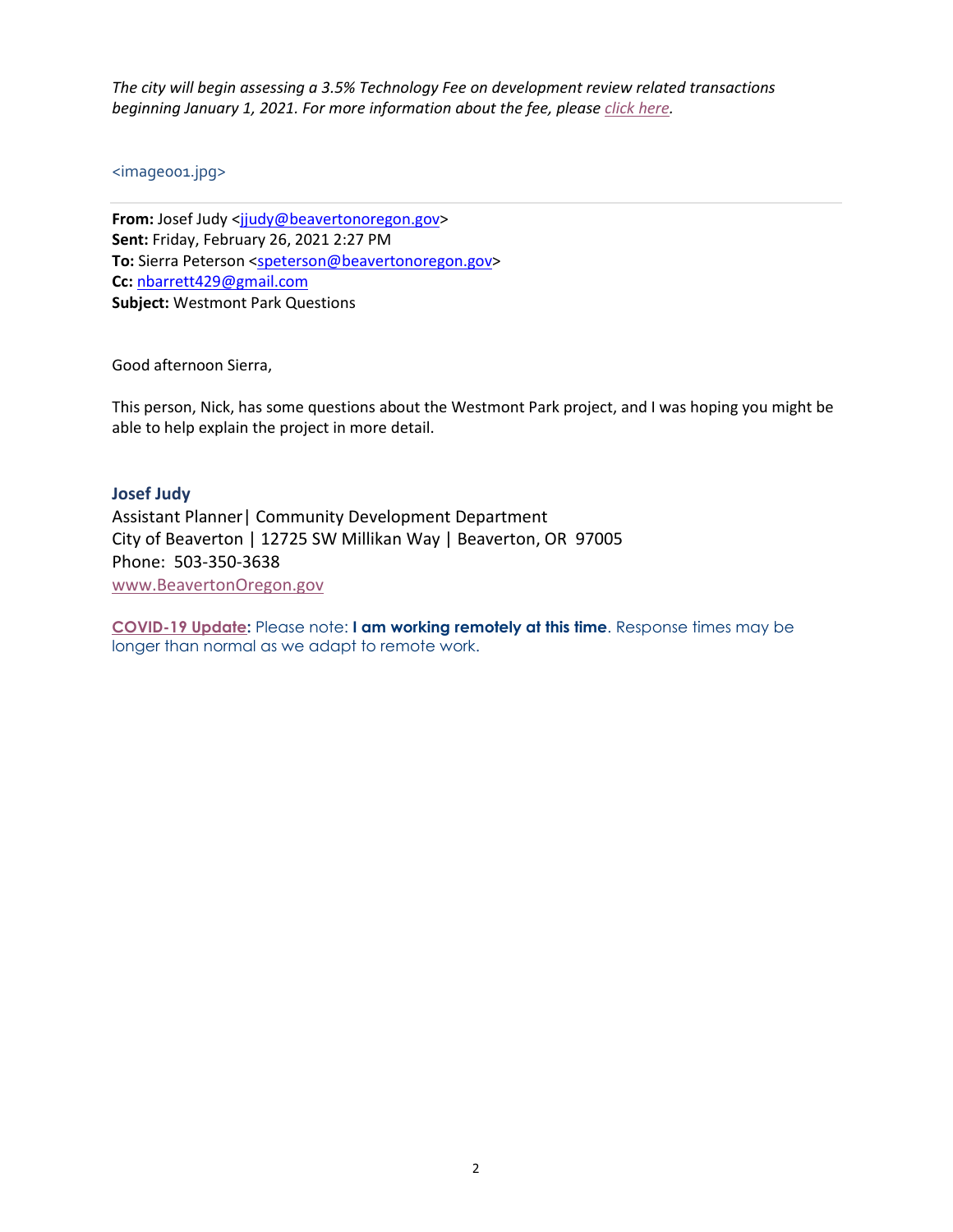*The city will begin assessing a 3.5% Technology Fee on development review related transactions beginning January 1, 2021. For more information about the fee, please click here.*

<image001.jpg>

---

**From:** Josef Judy <jjudy@beavertonoregon.gov>
**Sent:** Friday, February 26, 2021 2:27 PM
**To:** Sierra Peterson <speterson@beavertonoregon.gov>
**Cc:** nbarrett429@gmail.com
**Subject:** Westmont Park Questions

Good afternoon Sierra,

This person, Nick, has some questions about the Westmont Park project, and I was hoping you might be able to help explain the project in more detail.

**Josef Judy**
Assistant Planner| Community Development Department
City of Beaverton | 12725 SW Millikan Way | Beaverton, OR 97005
Phone: 503-350-3638
www.BeavertonOregon.gov

**COVID-19 Update**: Please note: **I am working remotely at this time**. Response times may be longer than normal as we adapt to remote work.